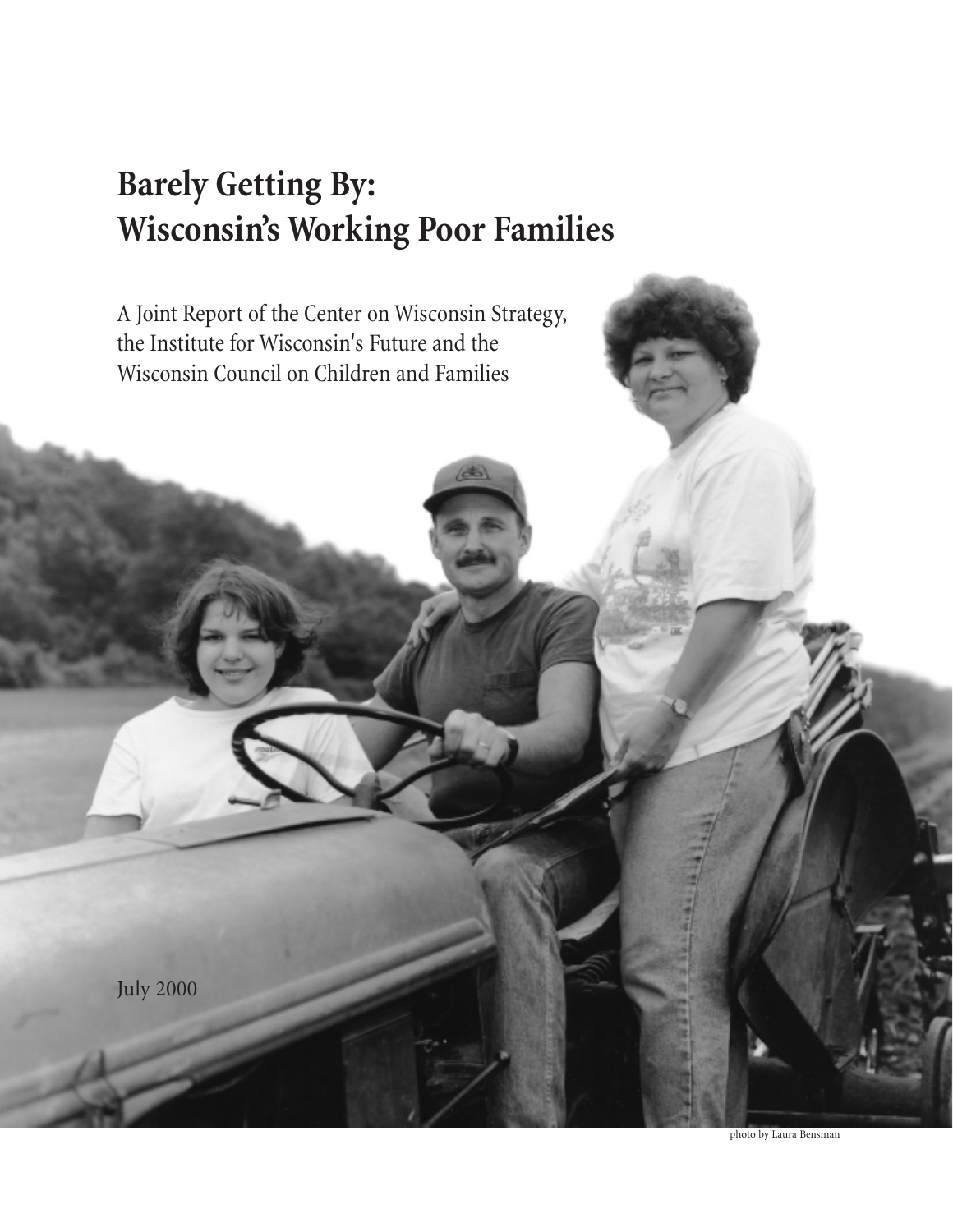# Barely Getting By: Wisconsin's Working Poor Families

A Joint Report of the Center on Wisconsin Strategy, the Institute for Wisconsin's Future and the Wisconsin Council on Children and Families

July 2000

photo by Laura Bensman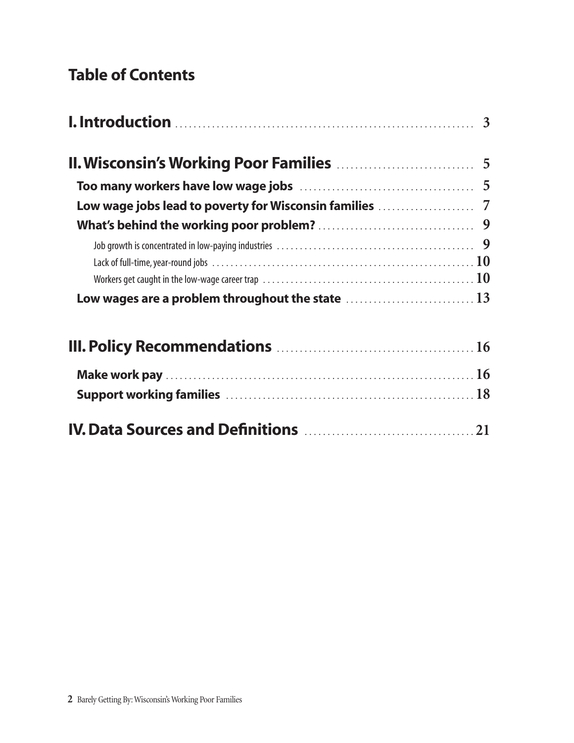# Table of Contents

**I. Introduction** ..... 3

**II. Wisconsin's Working Poor Families** ..... 5

- **Too many workers have low wage jobs** ..... 5
- **Low wage jobs lead to poverty for Wisconsin families** ..... 7
- **What's behind the working poor problem?** ..... 9
  - Job growth is concentrated in low-paying industries ..... 9
  - Lack of full-time, year-round jobs ..... 10
  - Workers get caught in the low-wage career trap ..... 10
- **Low wages are a problem throughout the state** ..... 13

**III. Policy Recommendations** ..... 16

- **Make work pay** ..... 16
- **Support working families** ..... 18

**IV. Data Sources and Definitions** ..... 21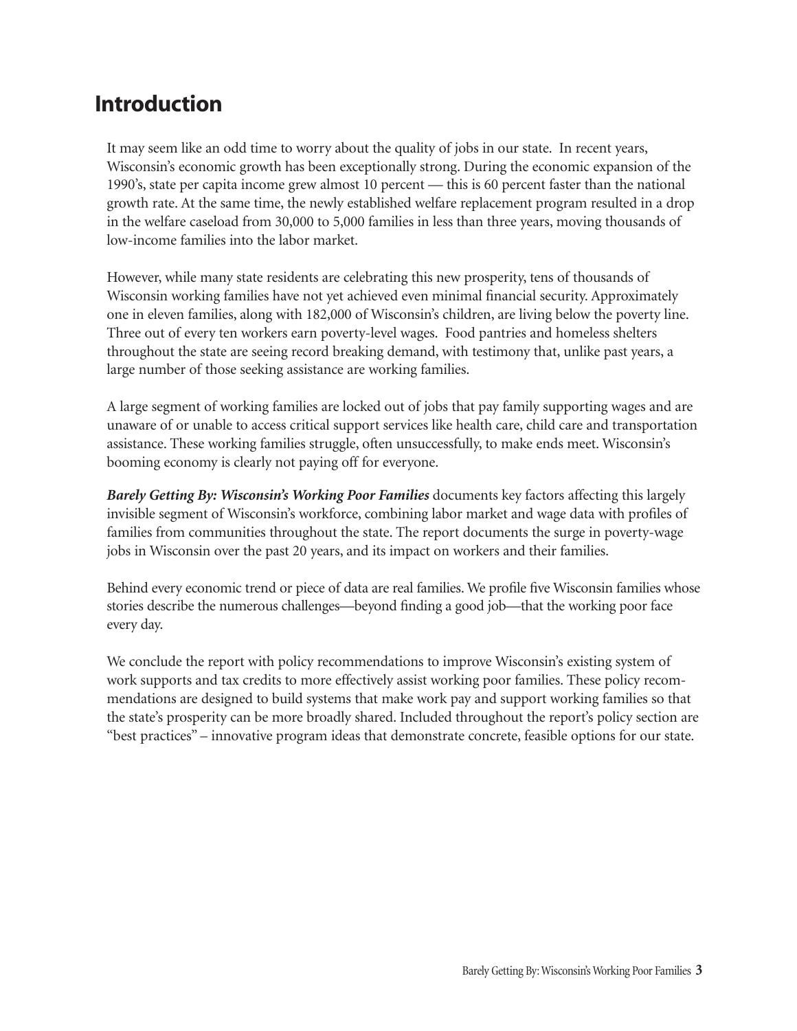# Introduction

It may seem like an odd time to worry about the quality of jobs in our state. In recent years, Wisconsin's economic growth has been exceptionally strong. During the economic expansion of the 1990's, state per capita income grew almost 10 percent — this is 60 percent faster than the national growth rate. At the same time, the newly established welfare replacement program resulted in a drop in the welfare caseload from 30,000 to 5,000 families in less than three years, moving thousands of low-income families into the labor market.

However, while many state residents are celebrating this new prosperity, tens of thousands of Wisconsin working families have not yet achieved even minimal financial security. Approximately one in eleven families, along with 182,000 of Wisconsin's children, are living below the poverty line. Three out of every ten workers earn poverty-level wages. Food pantries and homeless shelters throughout the state are seeing record breaking demand, with testimony that, unlike past years, a large number of those seeking assistance are working families.

A large segment of working families are locked out of jobs that pay family supporting wages and are unaware of or unable to access critical support services like health care, child care and transportation assistance. These working families struggle, often unsuccessfully, to make ends meet. Wisconsin's booming economy is clearly not paying off for everyone.

***Barely Getting By: Wisconsin's Working Poor Families*** documents key factors affecting this largely invisible segment of Wisconsin's workforce, combining labor market and wage data with profiles of families from communities throughout the state. The report documents the surge in poverty-wage jobs in Wisconsin over the past 20 years, and its impact on workers and their families.

Behind every economic trend or piece of data are real families. We profile five Wisconsin families whose stories describe the numerous challenges—beyond finding a good job—that the working poor face every day.

We conclude the report with policy recommendations to improve Wisconsin's existing system of work supports and tax credits to more effectively assist working poor families. These policy recommendations are designed to build systems that make work pay and support working families so that the state's prosperity can be more broadly shared. Included throughout the report's policy section are "best practices" – innovative program ideas that demonstrate concrete, feasible options for our state.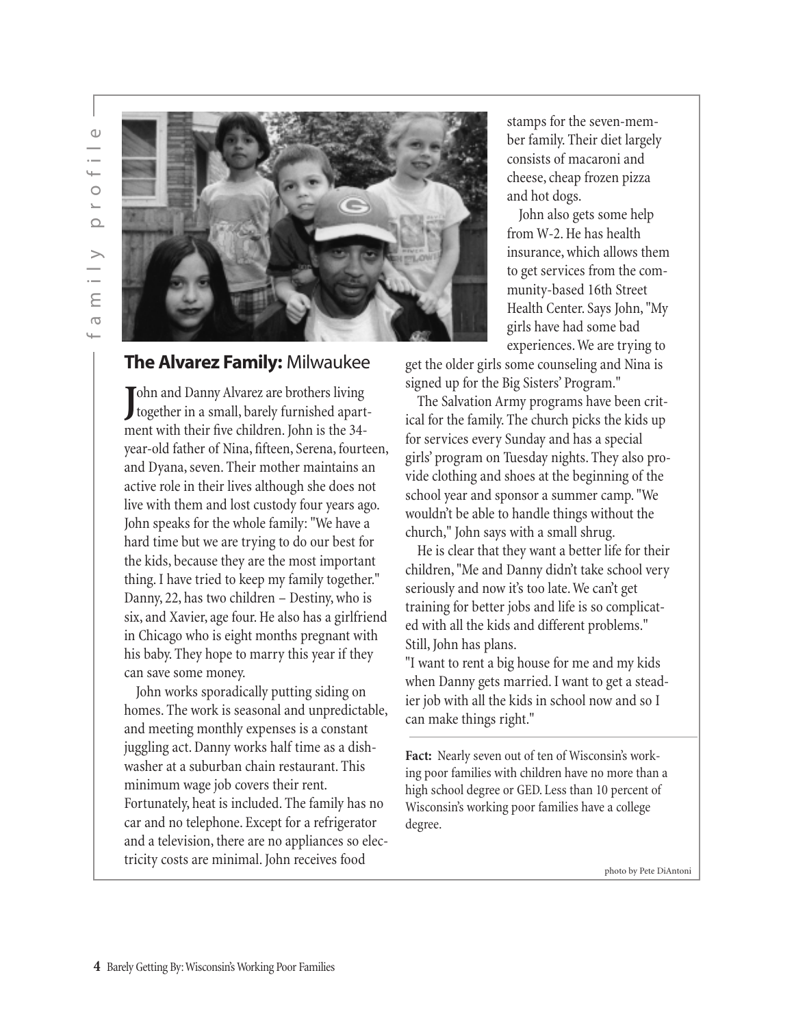## The Alvarez Family: Milwaukee

John and Danny Alvarez are brothers living together in a small, barely furnished apartment with their five children. John is the 34-year-old father of Nina, fifteen, Serena, fourteen, and Dyana, seven. Their mother maintains an active role in their lives although she does not live with them and lost custody four years ago. John speaks for the whole family: "We have a hard time but we are trying to do our best for the kids, because they are the most important thing. I have tried to keep my family together." Danny, 22, has two children – Destiny, who is six, and Xavier, age four. He also has a girlfriend in Chicago who is eight months pregnant with his baby. They hope to marry this year if they can save some money.

John works sporadically putting siding on homes. The work is seasonal and unpredictable, and meeting monthly expenses is a constant juggling act. Danny works half time as a dishwasher at a suburban chain restaurant. This minimum wage job covers their rent. Fortunately, heat is included. The family has no car and no telephone. Except for a refrigerator and a television, there are no appliances so electricity costs are minimal. John receives food stamps for the seven-member family. Their diet largely consists of macaroni and cheese, cheap frozen pizza and hot dogs.

John also gets some help from W-2. He has health insurance, which allows them to get services from the community-based 16th Street Health Center. Says John, "My girls have had some bad experiences. We are trying to get the older girls some counseling and Nina is signed up for the Big Sisters' Program."

The Salvation Army programs have been critical for the family. The church picks the kids up for services every Sunday and has a special girls' program on Tuesday nights. They also provide clothing and shoes at the beginning of the school year and sponsor a summer camp. "We wouldn't be able to handle things without the church," John says with a small shrug.

He is clear that they want a better life for their children, "Me and Danny didn't take school very seriously and now it's too late. We can't get training for better jobs and life is so complicated with all the kids and different problems." Still, John has plans.

"I want to rent a big house for me and my kids when Danny gets married. I want to get a steadier job with all the kids in school now and so I can make things right."

**Fact:** Nearly seven out of ten of Wisconsin's working poor families with children have no more than a high school degree or GED. Less than 10 percent of Wisconsin's working poor families have a college degree.

photo by Pete DiAntoni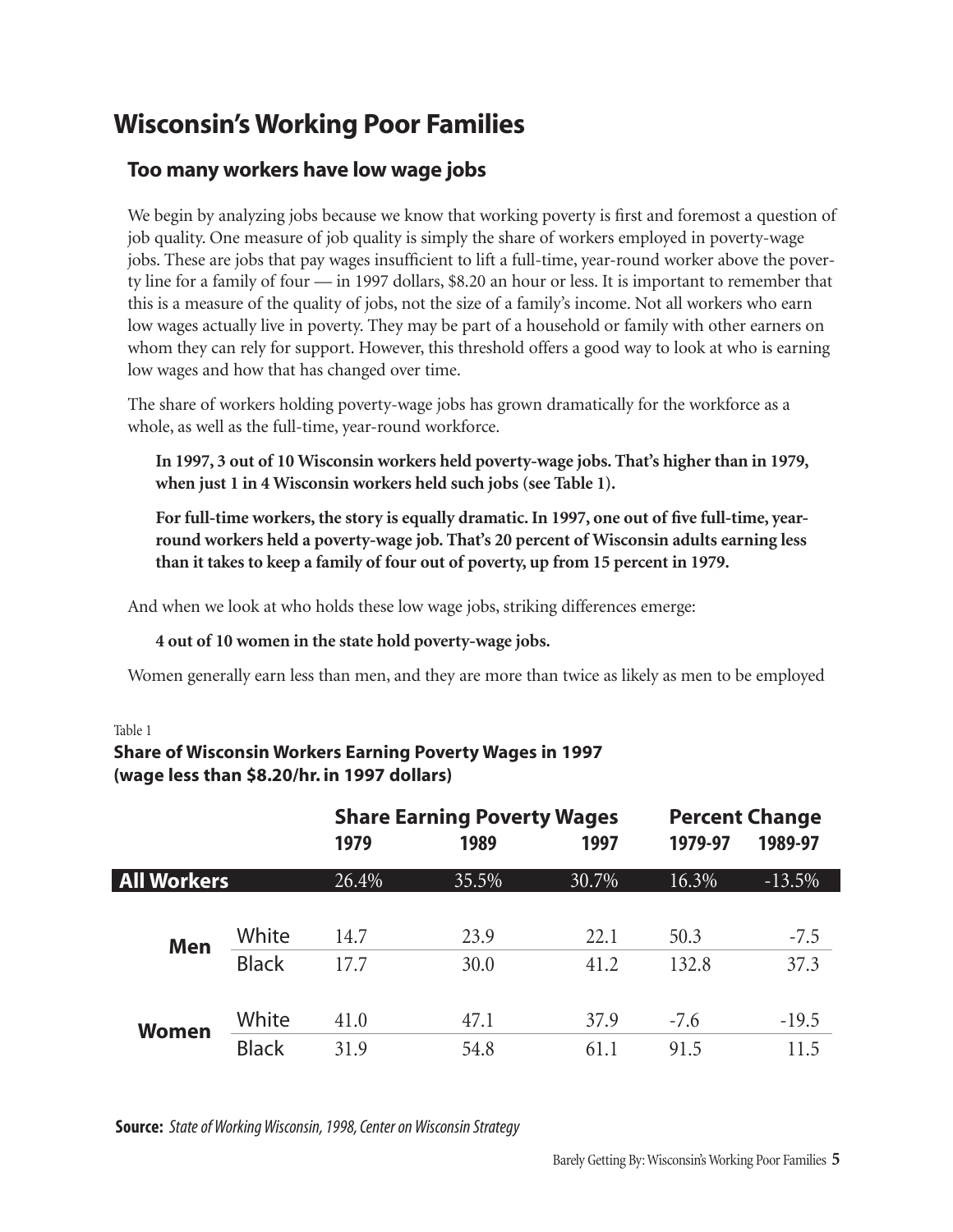# Wisconsin's Working Poor Families

## Too many workers have low wage jobs

We begin by analyzing jobs because we know that working poverty is first and foremost a question of job quality. One measure of job quality is simply the share of workers employed in poverty-wage jobs. These are jobs that pay wages insufficient to lift a full-time, year-round worker above the poverty line for a family of four — in 1997 dollars, $8.20 an hour or less. It is important to remember that this is a measure of the quality of jobs, not the size of a family's income. Not all workers who earn low wages actually live in poverty. They may be part of a household or family with other earners on whom they can rely for support. However, this threshold offers a good way to look at who is earning low wages and how that has changed over time.

The share of workers holding poverty-wage jobs has grown dramatically for the workforce as a whole, as well as the full-time, year-round workforce.

**In 1997, 3 out of 10 Wisconsin workers held poverty-wage jobs. That's higher than in 1979, when just 1 in 4 Wisconsin workers held such jobs (see Table 1).**

**For full-time workers, the story is equally dramatic. In 1997, one out of five full-time, year-round workers held a poverty-wage job. That's 20 percent of Wisconsin adults earning less than it takes to keep a family of four out of poverty, up from 15 percent in 1979.**

And when we look at who holds these low wage jobs, striking differences emerge:

**4 out of 10 women in the state hold poverty-wage jobs.**

Women generally earn less than men, and they are more than twice as likely as men to be employed

Table 1

**Share of Wisconsin Workers Earning Poverty Wages in 1997 (wage less than $8.20/hr. in 1997 dollars)**

| | | Share Earning Poverty Wages | | | Percent Change | |
|---|---|---|---|---|---|---|
| | | 1979 | 1989 | 1997 | 1979-97 | 1989-97 |
| **All Workers** | | 26.4% | 35.5% | 30.7% | 16.3% | -13.5% |
| **Men** | White | 14.7 | 23.9 | 22.1 | 50.3 | -7.5 |
| | Black | 17.7 | 30.0 | 41.2 | 132.8 | 37.3 |
| **Women** | White | 41.0 | 47.1 | 37.9 | -7.6 | -19.5 |
| | Black | 31.9 | 54.8 | 61.1 | 91.5 | 11.5 |

**Source:** *State of Working Wisconsin, 1998, Center on Wisconsin Strategy*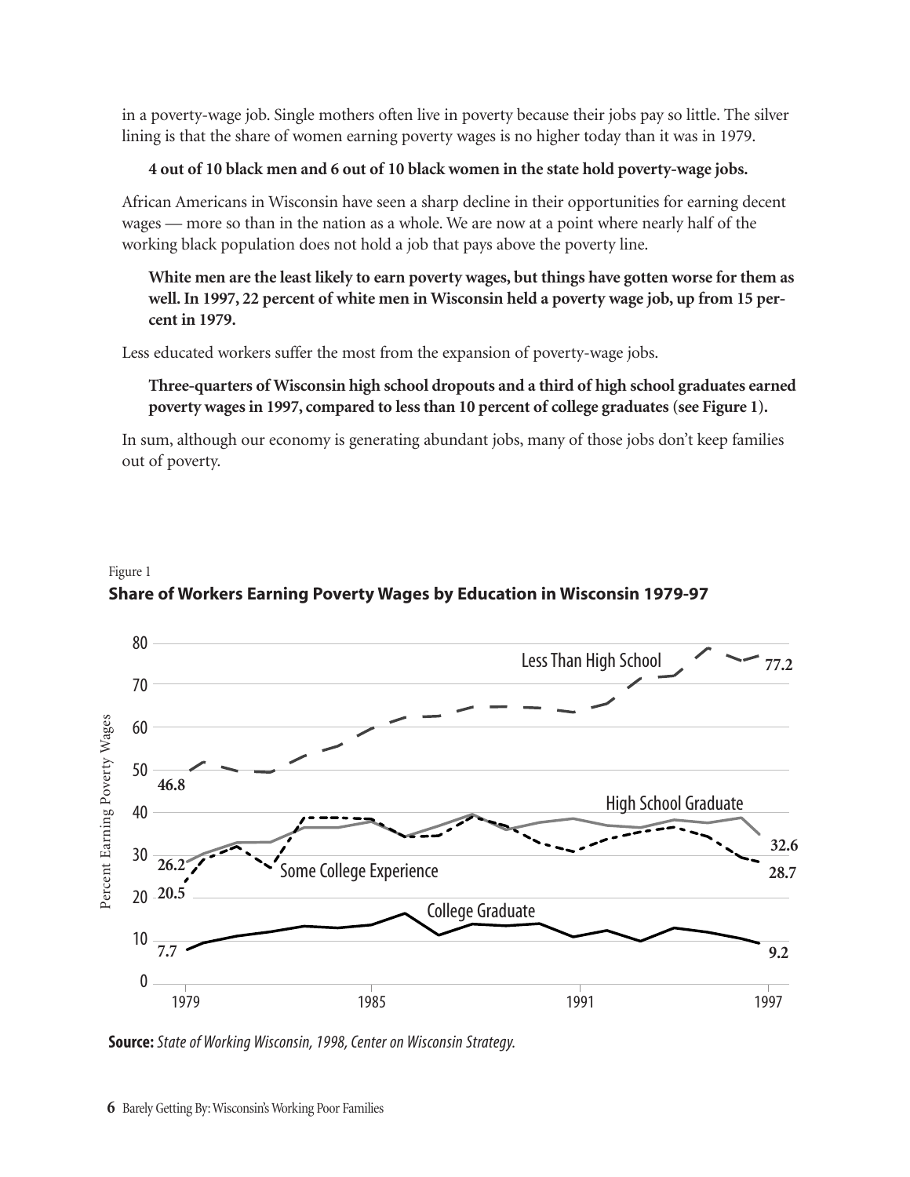in a poverty-wage job. Single mothers often live in poverty because their jobs pay so little. The silver lining is that the share of women earning poverty wages is no higher today than it was in 1979.

**4 out of 10 black men and 6 out of 10 black women in the state hold poverty-wage jobs.**

African Americans in Wisconsin have seen a sharp decline in their opportunities for earning decent wages — more so than in the nation as a whole. We are now at a point where nearly half of the working black population does not hold a job that pays above the poverty line.

**White men are the least likely to earn poverty wages, but things have gotten worse for them as well. In 1997, 22 percent of white men in Wisconsin held a poverty wage job, up from 15 percent in 1979.**

Less educated workers suffer the most from the expansion of poverty-wage jobs.

**Three-quarters of Wisconsin high school dropouts and a third of high school graduates earned poverty wages in 1997, compared to less than 10 percent of college graduates (see Figure 1).**

In sum, although our economy is generating abundant jobs, many of those jobs don't keep families out of poverty.

Figure 1

**Share of Workers Earning Poverty Wages by Education in Wisconsin 1979-97**

**Source:** *State of Working Wisconsin, 1998, Center on Wisconsin Strategy.*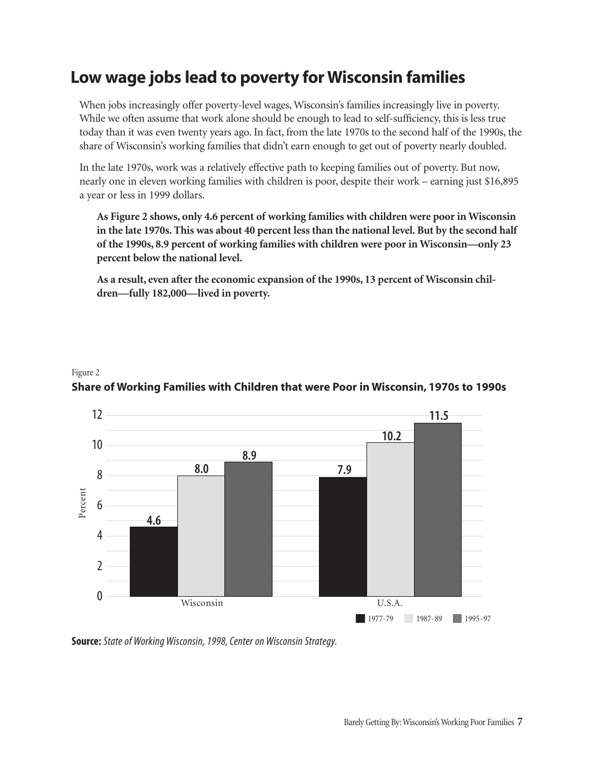# Low wage jobs lead to poverty for Wisconsin families

When jobs increasingly offer poverty-level wages, Wisconsin's families increasingly live in poverty. While we often assume that work alone should be enough to lead to self-sufficiency, this is less true today than it was even twenty years ago. In fact, from the late 1970s to the second half of the 1990s, the share of Wisconsin's working families that didn't earn enough to get out of poverty nearly doubled.

In the late 1970s, work was a relatively effective path to keeping families out of poverty. But now, nearly one in eleven working families with children is poor, despite their work – earning just $16,895 a year or less in 1999 dollars.

**As Figure 2 shows, only 4.6 percent of working families with children were poor in Wisconsin in the late 1970s. This was about 40 percent less than the national level. But by the second half of the 1990s, 8.9 percent of working families with children were poor in Wisconsin—only 23 percent below the national level.**

**As a result, even after the economic expansion of the 1990s, 13 percent of Wisconsin children—fully 182,000—lived in poverty.**

Figure 2

**Share of Working Families with Children that were Poor in Wisconsin, 1970s to 1990s**

| | 1977-79 | 1987-89 | 1995-97 |
|---|---|---|---|
| Wisconsin | 4.6 | 8.0 | 8.9 |
| U.S.A. | 7.9 | 10.2 | 11.5 |

**Source:** *State of Working Wisconsin, 1998, Center on Wisconsin Strategy.*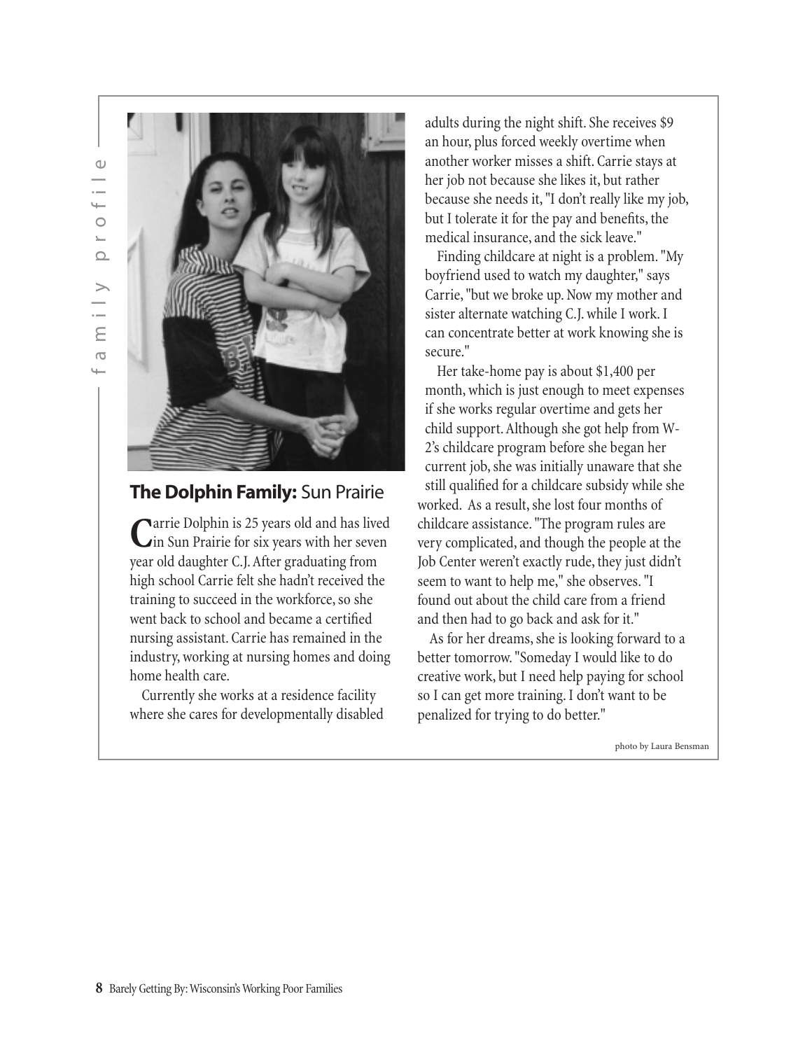family profile

## The Dolphin Family: Sun Prairie

Carrie Dolphin is 25 years old and has lived in Sun Prairie for six years with her seven year old daughter C.J. After graduating from high school Carrie felt she hadn't received the training to succeed in the workforce, so she went back to school and became a certified nursing assistant. Carrie has remained in the industry, working at nursing homes and doing home health care.

Currently she works at a residence facility where she cares for developmentally disabled adults during the night shift. She receives $9 an hour, plus forced weekly overtime when another worker misses a shift. Carrie stays at her job not because she likes it, but rather because she needs it, "I don't really like my job, but I tolerate it for the pay and benefits, the medical insurance, and the sick leave."

Finding childcare at night is a problem. "My boyfriend used to watch my daughter," says Carrie, "but we broke up. Now my mother and sister alternate watching C.J. while I work. I can concentrate better at work knowing she is secure."

Her take-home pay is about $1,400 per month, which is just enough to meet expenses if she works regular overtime and gets her child support. Although she got help from W-2's childcare program before she began her current job, she was initially unaware that she still qualified for a childcare subsidy while she worked. As a result, she lost four months of childcare assistance. "The program rules are very complicated, and though the people at the Job Center weren't exactly rude, they just didn't seem to want to help me," she observes. "I found out about the child care from a friend and then had to go back and ask for it."

As for her dreams, she is looking forward to a better tomorrow. "Someday I would like to do creative work, but I need help paying for school so I can get more training. I don't want to be penalized for trying to do better."

photo by Laura Bensman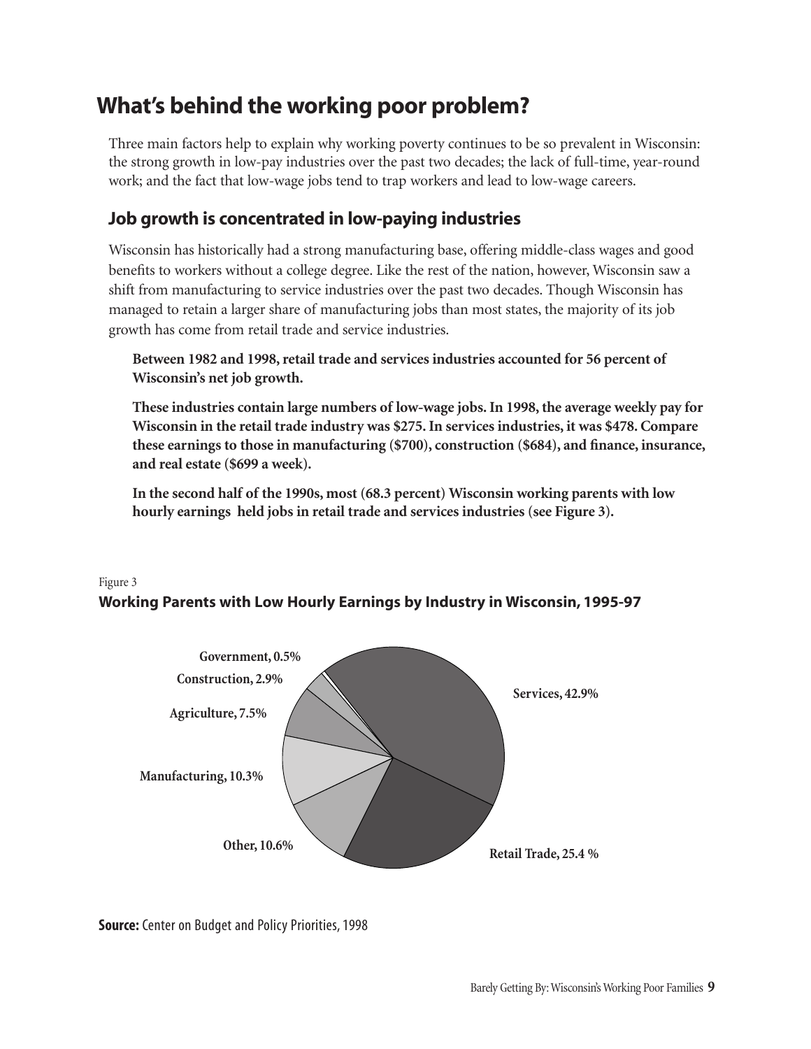# What's behind the working poor problem?

Three main factors help to explain why working poverty continues to be so prevalent in Wisconsin: the strong growth in low-pay industries over the past two decades; the lack of full-time, year-round work; and the fact that low-wage jobs tend to trap workers and lead to low-wage careers.

## Job growth is concentrated in low-paying industries

Wisconsin has historically had a strong manufacturing base, offering middle-class wages and good benefits to workers without a college degree. Like the rest of the nation, however, Wisconsin saw a shift from manufacturing to service industries over the past two decades. Though Wisconsin has managed to retain a larger share of manufacturing jobs than most states, the majority of its job growth has come from retail trade and service industries.

**Between 1982 and 1998, retail trade and services industries accounted for 56 percent of Wisconsin's net job growth.**

**These industries contain large numbers of low-wage jobs. In 1998, the average weekly pay for Wisconsin in the retail trade industry was $275. In services industries, it was $478. Compare these earnings to those in manufacturing ($700), construction ($684), and finance, insurance, and real estate ($699 a week).**

**In the second half of the 1990s, most (68.3 percent) Wisconsin working parents with low hourly earnings held jobs in retail trade and services industries (see Figure 3).**

Figure 3

**Working Parents with Low Hourly Earnings by Industry in Wisconsin, 1995-97**

| Industry | Percent |
|---|---|
| Services | 42.9% |
| Retail Trade | 25.4 % |
| Other | 10.6% |
| Manufacturing | 10.3% |
| Agriculture | 7.5% |
| Construction | 2.9% |
| Government | 0.5% |

**Source:** Center on Budget and Policy Priorities, 1998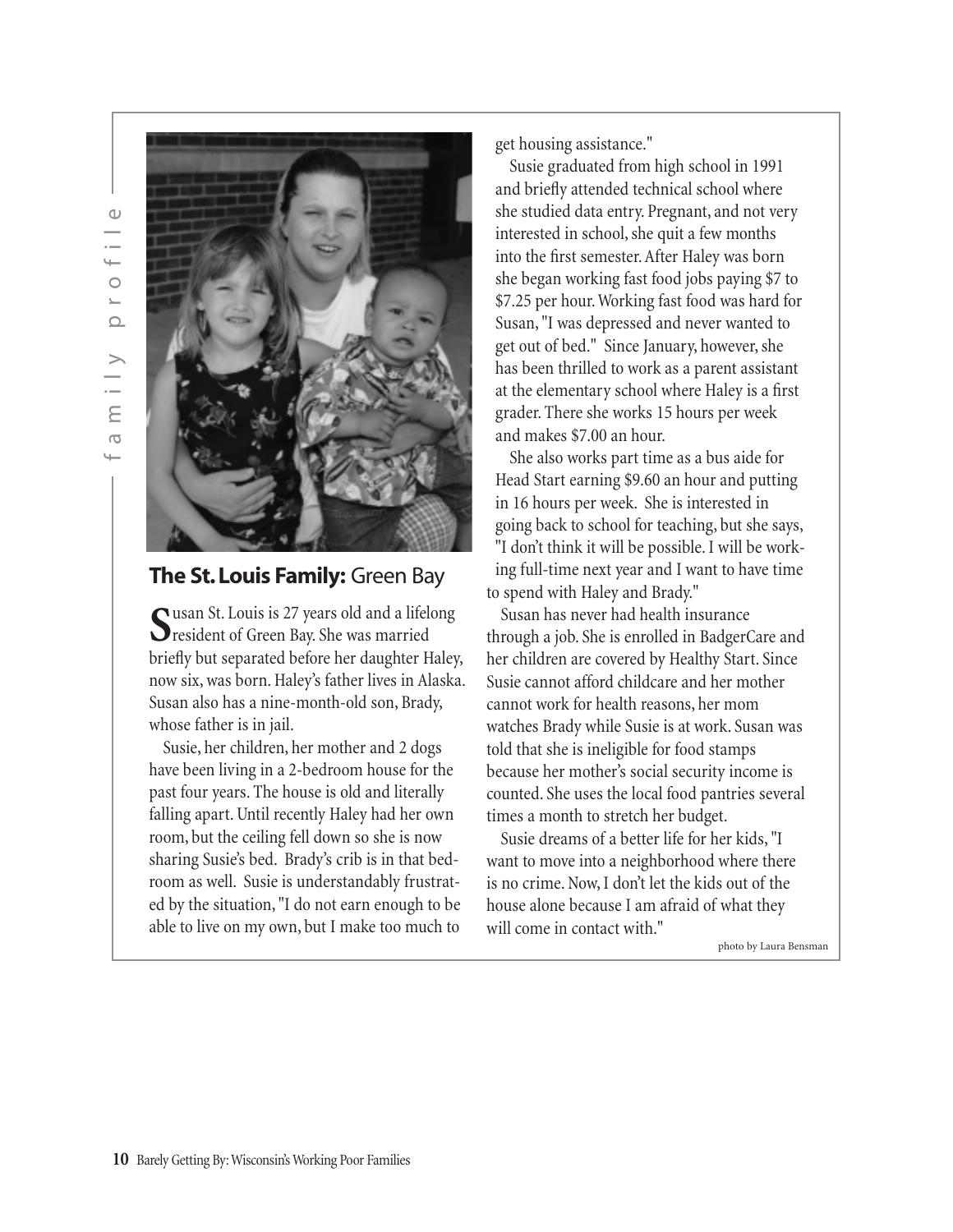## The St. Louis Family: Green Bay

Susan St. Louis is 27 years old and a lifelong resident of Green Bay. She was married briefly but separated before her daughter Haley, now six, was born. Haley's father lives in Alaska. Susan also has a nine-month-old son, Brady, whose father is in jail.

Susie, her children, her mother and 2 dogs have been living in a 2-bedroom house for the past four years. The house is old and literally falling apart. Until recently Haley had her own room, but the ceiling fell down so she is now sharing Susie's bed. Brady's crib is in that bedroom as well. Susie is understandably frustrated by the situation, "I do not earn enough to be able to live on my own, but I make too much to get housing assistance."

Susie graduated from high school in 1991 and briefly attended technical school where she studied data entry. Pregnant, and not very interested in school, she quit a few months into the first semester. After Haley was born she began working fast food jobs paying $7 to $7.25 per hour. Working fast food was hard for Susan, "I was depressed and never wanted to get out of bed." Since January, however, she has been thrilled to work as a parent assistant at the elementary school where Haley is a first grader. There she works 15 hours per week and makes $7.00 an hour.

She also works part time as a bus aide for Head Start earning $9.60 an hour and putting in 16 hours per week. She is interested in going back to school for teaching, but she says, "I don't think it will be possible. I will be working full-time next year and I want to have time to spend with Haley and Brady."

Susan has never had health insurance through a job. She is enrolled in BadgerCare and her children are covered by Healthy Start. Since Susie cannot afford childcare and her mother cannot work for health reasons, her mom watches Brady while Susie is at work. Susan was told that she is ineligible for food stamps because her mother's social security income is counted. She uses the local food pantries several times a month to stretch her budget.

Susie dreams of a better life for her kids, "I want to move into a neighborhood where there is no crime. Now, I don't let the kids out of the house alone because I am afraid of what they will come in contact with."

photo by Laura Bensman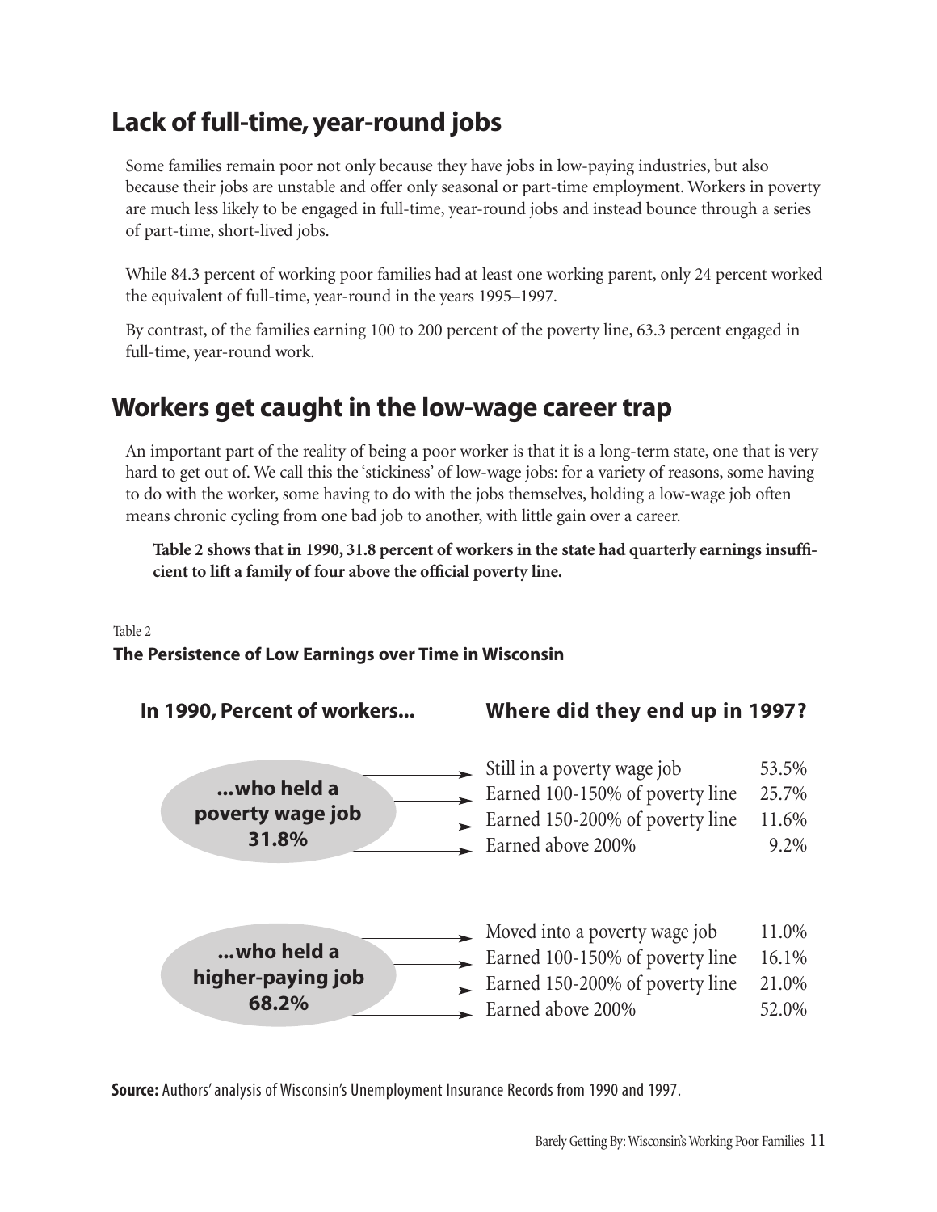## Lack of full-time, year-round jobs

Some families remain poor not only because they have jobs in low-paying industries, but also because their jobs are unstable and offer only seasonal or part-time employment. Workers in poverty are much less likely to be engaged in full-time, year-round jobs and instead bounce through a series of part-time, short-lived jobs.

While 84.3 percent of working poor families had at least one working parent, only 24 percent worked the equivalent of full-time, year-round in the years 1995–1997.

By contrast, of the families earning 100 to 200 percent of the poverty line, 63.3 percent engaged in full-time, year-round work.

## Workers get caught in the low-wage career trap

An important part of the reality of being a poor worker is that it is a long-term state, one that is very hard to get out of. We call this the 'stickiness' of low-wage jobs: for a variety of reasons, some having to do with the worker, some having to do with the jobs themselves, holding a low-wage job often means chronic cycling from one bad job to another, with little gain over a career.

**Table 2 shows that in 1990, 31.8 percent of workers in the state had quarterly earnings insufficient to lift a family of four above the official poverty line.**

Table 2

**The Persistence of Low Earnings over Time in Wisconsin**

| In 1990, Percent of workers... | Where did they end up in 1997? | |
|---|---|---|
| ...who held a poverty wage job 31.8% | Still in a poverty wage job | 53.5% |
| | Earned 100-150% of poverty line | 25.7% |
| | Earned 150-200% of poverty line | 11.6% |
| | Earned above 200% | 9.2% |
| ...who held a higher-paying job 68.2% | Moved into a poverty wage job | 11.0% |
| | Earned 100-150% of poverty line | 16.1% |
| | Earned 150-200% of poverty line | 21.0% |
| | Earned above 200% | 52.0% |

**Source:** Authors' analysis of Wisconsin's Unemployment Insurance Records from 1990 and 1997.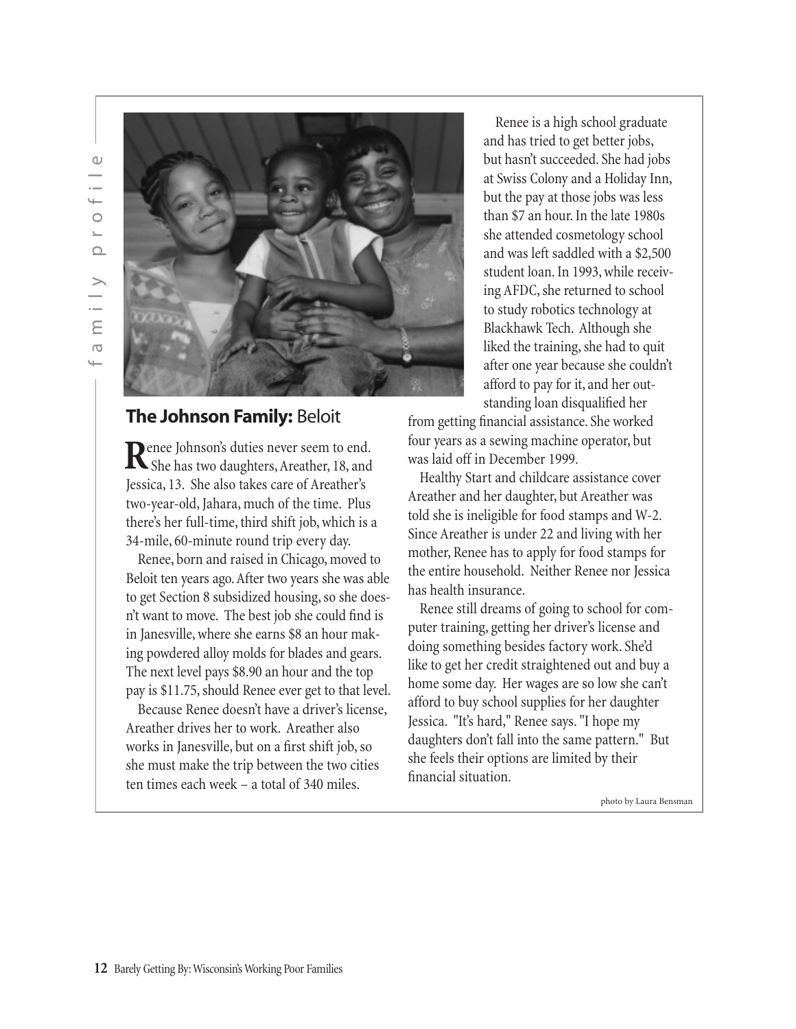## The Johnson Family: Beloit

Renee Johnson's duties never seem to end. She has two daughters, Areather, 18, and Jessica, 13. She also takes care of Areather's two-year-old, Jahara, much of the time. Plus there's her full-time, third shift job, which is a 34-mile, 60-minute round trip every day.

Renee, born and raised in Chicago, moved to Beloit ten years ago. After two years she was able to get Section 8 subsidized housing, so she doesn't want to move. The best job she could find is in Janesville, where she earns $8 an hour making powdered alloy molds for blades and gears. The next level pays $8.90 an hour and the top pay is $11.75, should Renee ever get to that level.

Because Renee doesn't have a driver's license, Areather drives her to work. Areather also works in Janesville, but on a first shift job, so she must make the trip between the two cities ten times each week – a total of 340 miles.

Renee is a high school graduate and has tried to get better jobs, but hasn't succeeded. She had jobs at Swiss Colony and a Holiday Inn, but the pay at those jobs was less than $7 an hour. In the late 1980s she attended cosmetology school and was left saddled with a $2,500 student loan. In 1993, while receiving AFDC, she returned to school to study robotics technology at Blackhawk Tech. Although she liked the training, she had to quit after one year because she couldn't afford to pay for it, and her outstanding loan disqualified her from getting financial assistance. She worked four years as a sewing machine operator, but was laid off in December 1999.

Healthy Start and childcare assistance cover Areather and her daughter, but Areather was told she is ineligible for food stamps and W-2. Since Areather is under 22 and living with her mother, Renee has to apply for food stamps for the entire household. Neither Renee nor Jessica has health insurance.

Renee still dreams of going to school for computer training, getting her driver's license and doing something besides factory work. She'd like to get her credit straightened out and buy a home some day. Her wages are so low she can't afford to buy school supplies for her daughter Jessica. "It's hard," Renee says. "I hope my daughters don't fall into the same pattern." But she feels their options are limited by their financial situation.

photo by Laura Bensman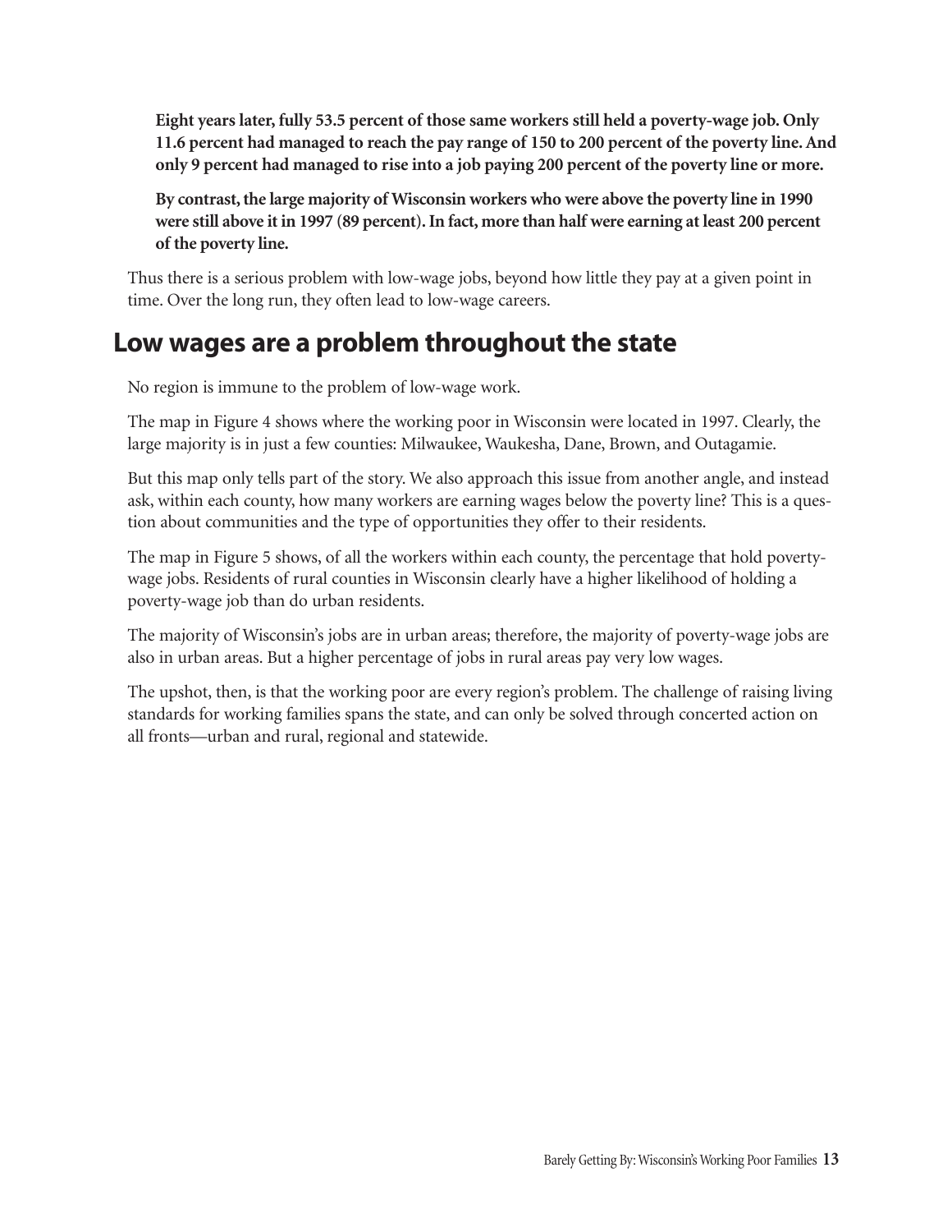**Eight years later, fully 53.5 percent of those same workers still held a poverty-wage job. Only 11.6 percent had managed to reach the pay range of 150 to 200 percent of the poverty line. And only 9 percent had managed to rise into a job paying 200 percent of the poverty line or more.**

**By contrast, the large majority of Wisconsin workers who were above the poverty line in 1990 were still above it in 1997 (89 percent). In fact, more than half were earning at least 200 percent of the poverty line.**

Thus there is a serious problem with low-wage jobs, beyond how little they pay at a given point in time. Over the long run, they often lead to low-wage careers.

## Low wages are a problem throughout the state

No region is immune to the problem of low-wage work.

The map in Figure 4 shows where the working poor in Wisconsin were located in 1997. Clearly, the large majority is in just a few counties: Milwaukee, Waukesha, Dane, Brown, and Outagamie.

But this map only tells part of the story. We also approach this issue from another angle, and instead ask, within each county, how many workers are earning wages below the poverty line? This is a question about communities and the type of opportunities they offer to their residents.

The map in Figure 5 shows, of all the workers within each county, the percentage that hold poverty-wage jobs. Residents of rural counties in Wisconsin clearly have a higher likelihood of holding a poverty-wage job than do urban residents.

The majority of Wisconsin's jobs are in urban areas; therefore, the majority of poverty-wage jobs are also in urban areas. But a higher percentage of jobs in rural areas pay very low wages.

The upshot, then, is that the working poor are every region's problem. The challenge of raising living standards for working families spans the state, and can only be solved through concerted action on all fronts—urban and rural, regional and statewide.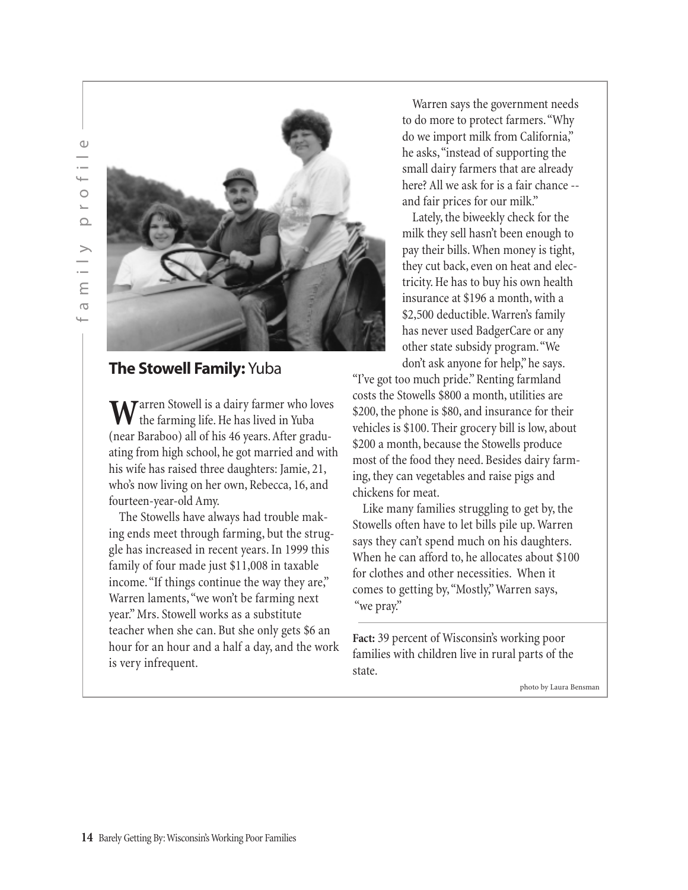## The Stowell Family: Yuba

Warren Stowell is a dairy farmer who loves the farming life. He has lived in Yuba (near Baraboo) all of his 46 years. After graduating from high school, he got married and with his wife has raised three daughters: Jamie, 21, who's now living on her own, Rebecca, 16, and fourteen-year-old Amy.

The Stowells have always had trouble making ends meet through farming, but the struggle has increased in recent years. In 1999 this family of four made just $11,008 in taxable income. "If things continue the way they are," Warren laments, "we won't be farming next year." Mrs. Stowell works as a substitute teacher when she can. But she only gets $6 an hour for an hour and a half a day, and the work is very infrequent.

Warren says the government needs to do more to protect farmers. "Why do we import milk from California," he asks, "instead of supporting the small dairy farmers that are already here? All we ask for is a fair chance -- and fair prices for our milk."

Lately, the biweekly check for the milk they sell hasn't been enough to pay their bills. When money is tight, they cut back, even on heat and electricity. He has to buy his own health insurance at $196 a month, with a $2,500 deductible. Warren's family has never used BadgerCare or any other state subsidy program. "We don't ask anyone for help," he says. "I've got too much pride." Renting farmland costs the Stowells $800 a month, utilities are $200, the phone is $80, and insurance for their vehicles is $100. Their grocery bill is low, about $200 a month, because the Stowells produce most of the food they need. Besides dairy farming, they can vegetables and raise pigs and chickens for meat.

Like many families struggling to get by, the Stowells often have to let bills pile up. Warren says they can't spend much on his daughters. When he can afford to, he allocates about $100 for clothes and other necessities. When it comes to getting by, "Mostly," Warren says, "we pray."

**Fact:** 39 percent of Wisconsin's working poor families with children live in rural parts of the state.

photo by Laura Bensman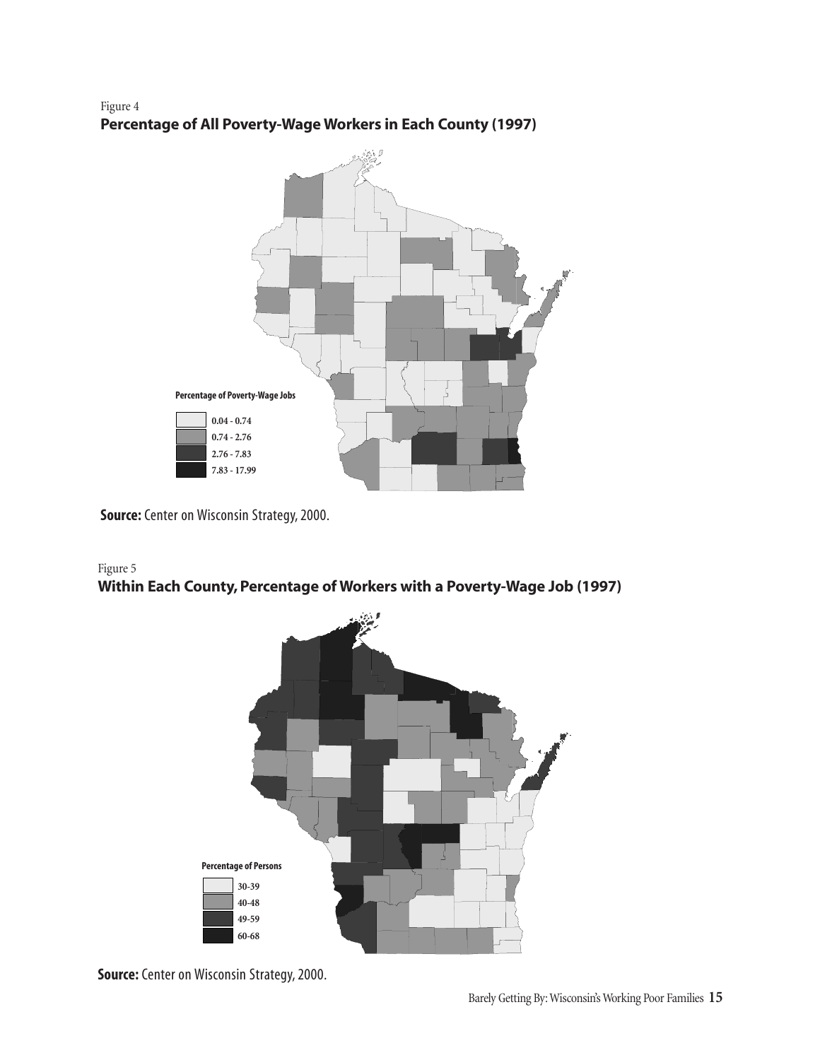Figure 4

**Percentage of All Poverty-Wage Workers in Each County (1997)**

**Percentage of Poverty-Wage Jobs**

- 0.04 - 0.74
- 0.74 - 2.76
- 2.76 - 7.83
- 7.83 - 17.99

**Source:** Center on Wisconsin Strategy, 2000.

Figure 5

**Within Each County, Percentage of Workers with a Poverty-Wage Job (1997)**

**Percentage of Persons**

- 30-39
- 40-48
- 49-59
- 60-68

**Source:** Center on Wisconsin Strategy, 2000.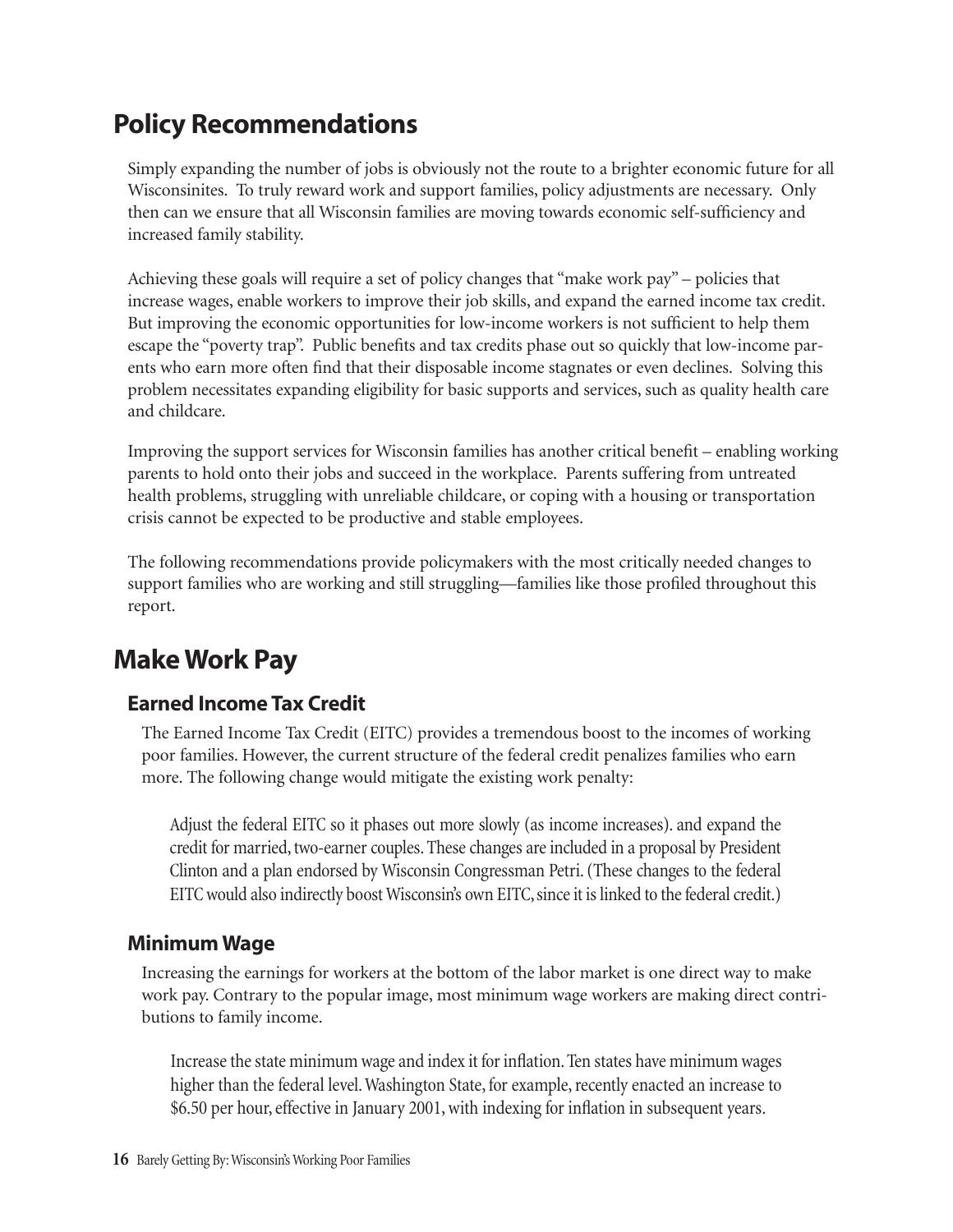## Policy Recommendations

Simply expanding the number of jobs is obviously not the route to a brighter economic future for all Wisconsinites. To truly reward work and support families, policy adjustments are necessary. Only then can we ensure that all Wisconsin families are moving towards economic self-sufficiency and increased family stability.

Achieving these goals will require a set of policy changes that "make work pay" – policies that increase wages, enable workers to improve their job skills, and expand the earned income tax credit. But improving the economic opportunities for low-income workers is not sufficient to help them escape the "poverty trap". Public benefits and tax credits phase out so quickly that low-income parents who earn more often find that their disposable income stagnates or even declines. Solving this problem necessitates expanding eligibility for basic supports and services, such as quality health care and childcare.

Improving the support services for Wisconsin families has another critical benefit – enabling working parents to hold onto their jobs and succeed in the workplace. Parents suffering from untreated health problems, struggling with unreliable childcare, or coping with a housing or transportation crisis cannot be expected to be productive and stable employees.

The following recommendations provide policymakers with the most critically needed changes to support families who are working and still struggling—families like those profiled throughout this report.

## Make Work Pay

### Earned Income Tax Credit

The Earned Income Tax Credit (EITC) provides a tremendous boost to the incomes of working poor families. However, the current structure of the federal credit penalizes families who earn more. The following change would mitigate the existing work penalty:

Adjust the federal EITC so it phases out more slowly (as income increases). and expand the credit for married, two-earner couples. These changes are included in a proposal by President Clinton and a plan endorsed by Wisconsin Congressman Petri. (These changes to the federal EITC would also indirectly boost Wisconsin's own EITC, since it is linked to the federal credit.)

### Minimum Wage

Increasing the earnings for workers at the bottom of the labor market is one direct way to make work pay. Contrary to the popular image, most minimum wage workers are making direct contributions to family income.

Increase the state minimum wage and index it for inflation. Ten states have minimum wages higher than the federal level. Washington State, for example, recently enacted an increase to $6.50 per hour, effective in January 2001, with indexing for inflation in subsequent years.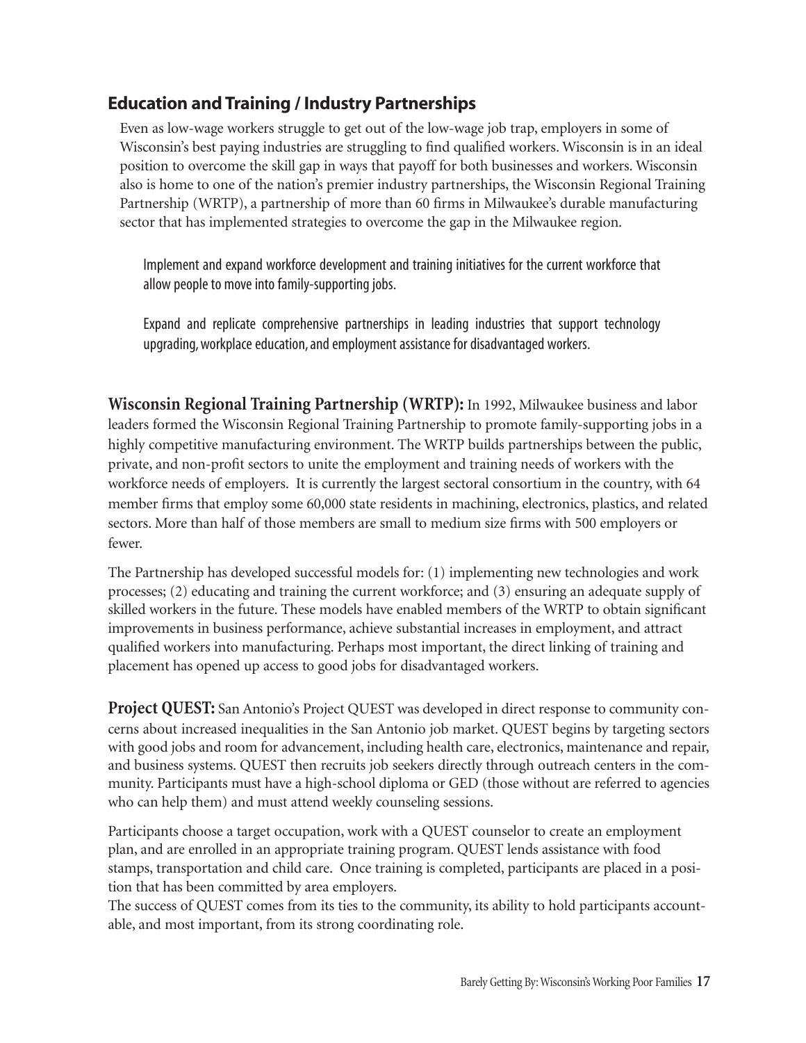## Education and Training / Industry Partnerships

Even as low-wage workers struggle to get out of the low-wage job trap, employers in some of Wisconsin's best paying industries are struggling to find qualified workers. Wisconsin is in an ideal position to overcome the skill gap in ways that payoff for both businesses and workers. Wisconsin also is home to one of the nation's premier industry partnerships, the Wisconsin Regional Training Partnership (WRTP), a partnership of more than 60 firms in Milwaukee's durable manufacturing sector that has implemented strategies to overcome the gap in the Milwaukee region.

Implement and expand workforce development and training initiatives for the current workforce that allow people to move into family-supporting jobs.

Expand and replicate comprehensive partnerships in leading industries that support technology upgrading, workplace education, and employment assistance for disadvantaged workers.

**Wisconsin Regional Training Partnership (WRTP):** In 1992, Milwaukee business and labor leaders formed the Wisconsin Regional Training Partnership to promote family-supporting jobs in a highly competitive manufacturing environment. The WRTP builds partnerships between the public, private, and non-profit sectors to unite the employment and training needs of workers with the workforce needs of employers. It is currently the largest sectoral consortium in the country, with 64 member firms that employ some 60,000 state residents in machining, electronics, plastics, and related sectors. More than half of those members are small to medium size firms with 500 employers or fewer.

The Partnership has developed successful models for: (1) implementing new technologies and work processes; (2) educating and training the current workforce; and (3) ensuring an adequate supply of skilled workers in the future. These models have enabled members of the WRTP to obtain significant improvements in business performance, achieve substantial increases in employment, and attract qualified workers into manufacturing. Perhaps most important, the direct linking of training and placement has opened up access to good jobs for disadvantaged workers.

**Project QUEST:** San Antonio's Project QUEST was developed in direct response to community concerns about increased inequalities in the San Antonio job market. QUEST begins by targeting sectors with good jobs and room for advancement, including health care, electronics, maintenance and repair, and business systems. QUEST then recruits job seekers directly through outreach centers in the community. Participants must have a high-school diploma or GED (those without are referred to agencies who can help them) and must attend weekly counseling sessions.

Participants choose a target occupation, work with a QUEST counselor to create an employment plan, and are enrolled in an appropriate training program. QUEST lends assistance with food stamps, transportation and child care. Once training is completed, participants are placed in a position that has been committed by area employers.

The success of QUEST comes from its ties to the community, its ability to hold participants accountable, and most important, from its strong coordinating role.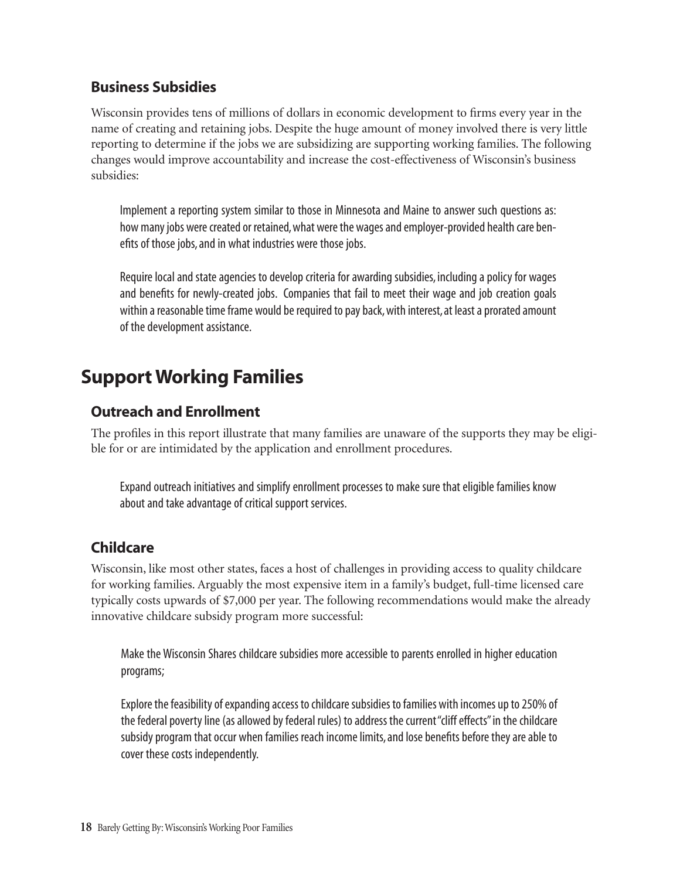### Business Subsidies

Wisconsin provides tens of millions of dollars in economic development to firms every year in the name of creating and retaining jobs. Despite the huge amount of money involved there is very little reporting to determine if the jobs we are subsidizing are supporting working families. The following changes would improve accountability and increase the cost-effectiveness of Wisconsin's business subsidies:

> Implement a reporting system similar to those in Minnesota and Maine to answer such questions as: how many jobs were created or retained, what were the wages and employer-provided health care benefits of those jobs, and in what industries were those jobs.
>
> Require local and state agencies to develop criteria for awarding subsidies, including a policy for wages and benefits for newly-created jobs. Companies that fail to meet their wage and job creation goals within a reasonable time frame would be required to pay back, with interest, at least a prorated amount of the development assistance.

## Support Working Families

### Outreach and Enrollment

The profiles in this report illustrate that many families are unaware of the supports they may be eligible for or are intimidated by the application and enrollment procedures.

> Expand outreach initiatives and simplify enrollment processes to make sure that eligible families know about and take advantage of critical support services.

### Childcare

Wisconsin, like most other states, faces a host of challenges in providing access to quality childcare for working families. Arguably the most expensive item in a family's budget, full-time licensed care typically costs upwards of $7,000 per year. The following recommendations would make the already innovative childcare subsidy program more successful:

> Make the Wisconsin Shares childcare subsidies more accessible to parents enrolled in higher education programs;
>
> Explore the feasibility of expanding access to childcare subsidies to families with incomes up to 250% of the federal poverty line (as allowed by federal rules) to address the current "cliff effects" in the childcare subsidy program that occur when families reach income limits, and lose benefits before they are able to cover these costs independently.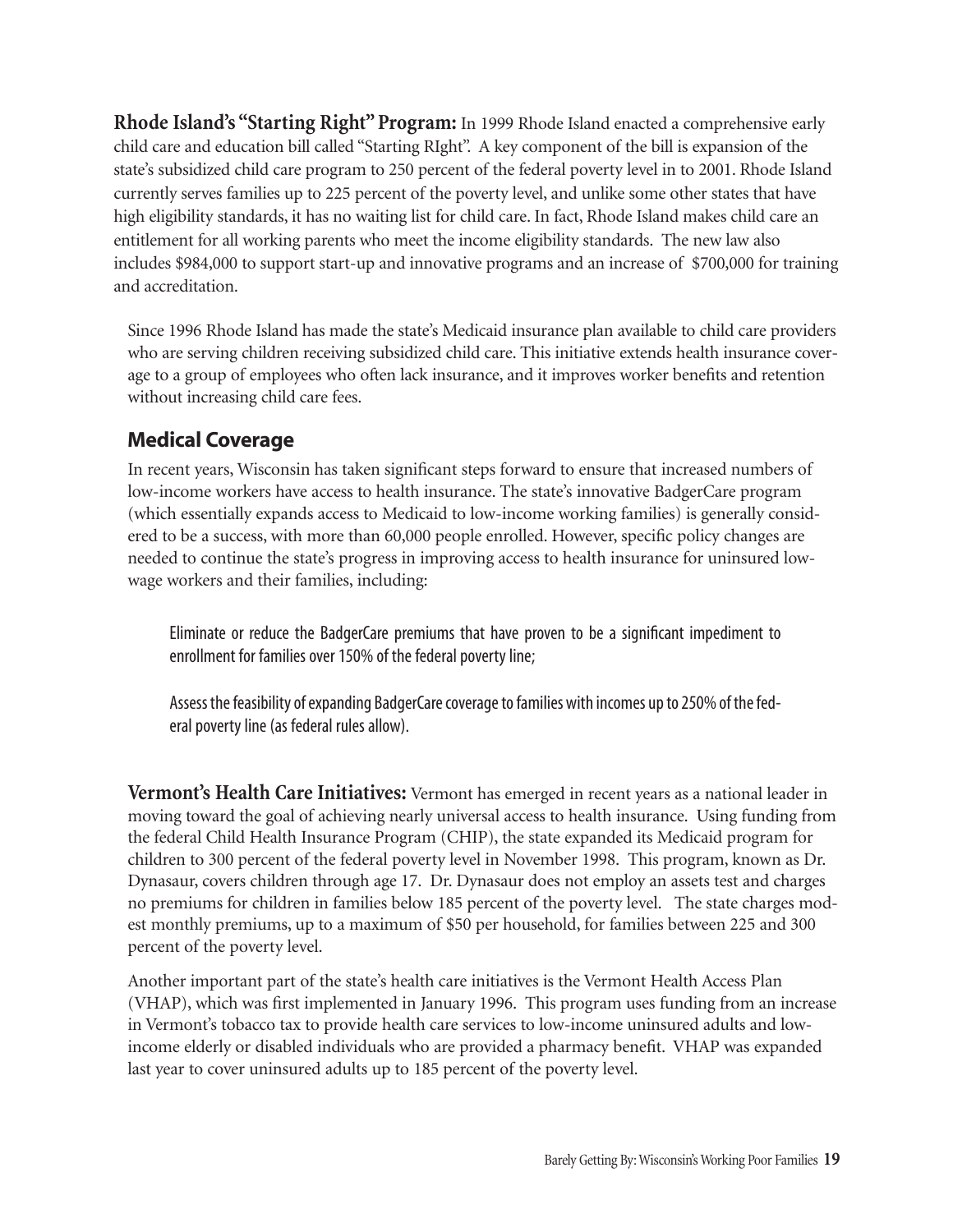**Rhode Island's "Starting Right" Program:** In 1999 Rhode Island enacted a comprehensive early child care and education bill called "Starting RIght". A key component of the bill is expansion of the state's subsidized child care program to 250 percent of the federal poverty level in to 2001. Rhode Island currently serves families up to 225 percent of the poverty level, and unlike some other states that have high eligibility standards, it has no waiting list for child care. In fact, Rhode Island makes child care an entitlement for all working parents who meet the income eligibility standards. The new law also includes $984,000 to support start-up and innovative programs and an increase of $700,000 for training and accreditation.

Since 1996 Rhode Island has made the state's Medicaid insurance plan available to child care providers who are serving children receiving subsidized child care. This initiative extends health insurance coverage to a group of employees who often lack insurance, and it improves worker benefits and retention without increasing child care fees.

## Medical Coverage

In recent years, Wisconsin has taken significant steps forward to ensure that increased numbers of low-income workers have access to health insurance. The state's innovative BadgerCare program (which essentially expands access to Medicaid to low-income working families) is generally considered to be a success, with more than 60,000 people enrolled. However, specific policy changes are needed to continue the state's progress in improving access to health insurance for uninsured low-wage workers and their families, including:

Eliminate or reduce the BadgerCare premiums that have proven to be a significant impediment to enrollment for families over 150% of the federal poverty line;

Assess the feasibility of expanding BadgerCare coverage to families with incomes up to 250% of the federal poverty line (as federal rules allow).

**Vermont's Health Care Initiatives:** Vermont has emerged in recent years as a national leader in moving toward the goal of achieving nearly universal access to health insurance. Using funding from the federal Child Health Insurance Program (CHIP), the state expanded its Medicaid program for children to 300 percent of the federal poverty level in November 1998. This program, known as Dr. Dynasaur, covers children through age 17. Dr. Dynasaur does not employ an assets test and charges no premiums for children in families below 185 percent of the poverty level. The state charges modest monthly premiums, up to a maximum of $50 per household, for families between 225 and 300 percent of the poverty level.

Another important part of the state's health care initiatives is the Vermont Health Access Plan (VHAP), which was first implemented in January 1996. This program uses funding from an increase in Vermont's tobacco tax to provide health care services to low-income uninsured adults and low-income elderly or disabled individuals who are provided a pharmacy benefit. VHAP was expanded last year to cover uninsured adults up to 185 percent of the poverty level.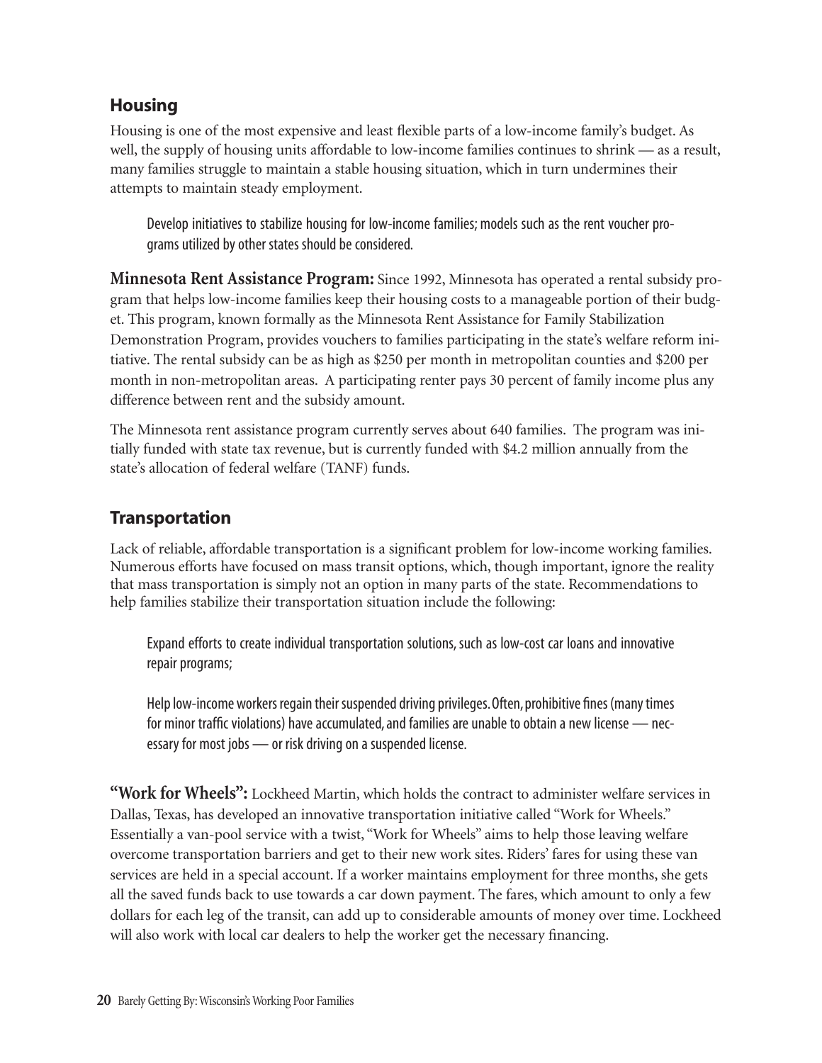## Housing

Housing is one of the most expensive and least flexible parts of a low-income family's budget. As well, the supply of housing units affordable to low-income families continues to shrink — as a result, many families struggle to maintain a stable housing situation, which in turn undermines their attempts to maintain steady employment.

> Develop initiatives to stabilize housing for low-income families; models such as the rent voucher programs utilized by other states should be considered.

**Minnesota Rent Assistance Program:** Since 1992, Minnesota has operated a rental subsidy program that helps low-income families keep their housing costs to a manageable portion of their budget. This program, known formally as the Minnesota Rent Assistance for Family Stabilization Demonstration Program, provides vouchers to families participating in the state's welfare reform initiative. The rental subsidy can be as high as $250 per month in metropolitan counties and $200 per month in non-metropolitan areas. A participating renter pays 30 percent of family income plus any difference between rent and the subsidy amount.

The Minnesota rent assistance program currently serves about 640 families. The program was initially funded with state tax revenue, but is currently funded with $4.2 million annually from the state's allocation of federal welfare (TANF) funds.

## Transportation

Lack of reliable, affordable transportation is a significant problem for low-income working families. Numerous efforts have focused on mass transit options, which, though important, ignore the reality that mass transportation is simply not an option in many parts of the state. Recommendations to help families stabilize their transportation situation include the following:

> Expand efforts to create individual transportation solutions, such as low-cost car loans and innovative repair programs;
>
> Help low-income workers regain their suspended driving privileges. Often, prohibitive fines (many times for minor traffic violations) have accumulated, and families are unable to obtain a new license — necessary for most jobs — or risk driving on a suspended license.

**"Work for Wheels":** Lockheed Martin, which holds the contract to administer welfare services in Dallas, Texas, has developed an innovative transportation initiative called "Work for Wheels." Essentially a van-pool service with a twist, "Work for Wheels" aims to help those leaving welfare overcome transportation barriers and get to their new work sites. Riders' fares for using these van services are held in a special account. If a worker maintains employment for three months, she gets all the saved funds back to use towards a car down payment. The fares, which amount to only a few dollars for each leg of the transit, can add up to considerable amounts of money over time. Lockheed will also work with local car dealers to help the worker get the necessary financing.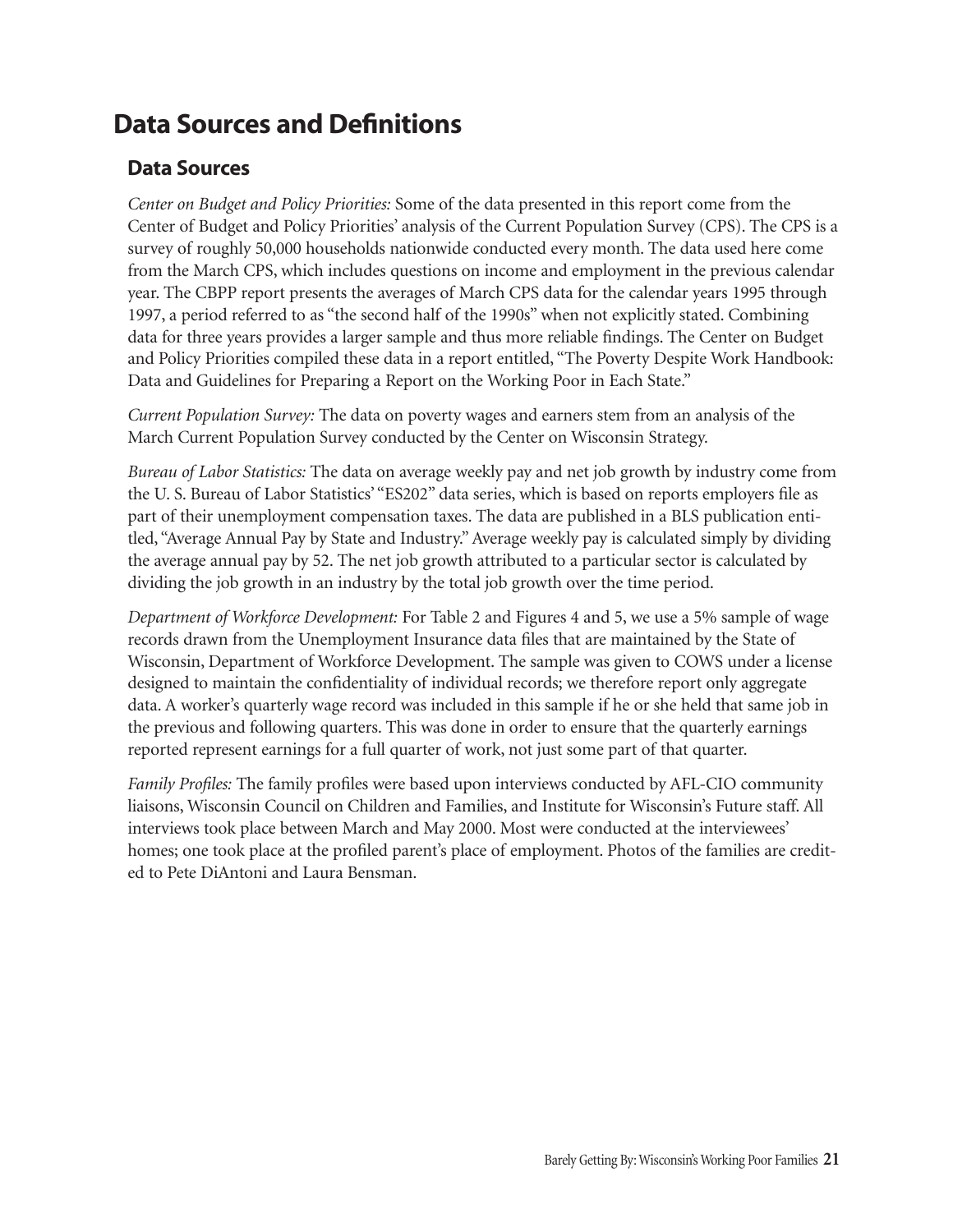# Data Sources and Definitions

## Data Sources

*Center on Budget and Policy Priorities:* Some of the data presented in this report come from the Center of Budget and Policy Priorities' analysis of the Current Population Survey (CPS). The CPS is a survey of roughly 50,000 households nationwide conducted every month. The data used here come from the March CPS, which includes questions on income and employment in the previous calendar year. The CBPP report presents the averages of March CPS data for the calendar years 1995 through 1997, a period referred to as "the second half of the 1990s" when not explicitly stated. Combining data for three years provides a larger sample and thus more reliable findings. The Center on Budget and Policy Priorities compiled these data in a report entitled, "The Poverty Despite Work Handbook: Data and Guidelines for Preparing a Report on the Working Poor in Each State."

*Current Population Survey:* The data on poverty wages and earners stem from an analysis of the March Current Population Survey conducted by the Center on Wisconsin Strategy.

*Bureau of Labor Statistics:* The data on average weekly pay and net job growth by industry come from the U. S. Bureau of Labor Statistics' "ES202" data series, which is based on reports employers file as part of their unemployment compensation taxes. The data are published in a BLS publication entitled, "Average Annual Pay by State and Industry." Average weekly pay is calculated simply by dividing the average annual pay by 52. The net job growth attributed to a particular sector is calculated by dividing the job growth in an industry by the total job growth over the time period.

*Department of Workforce Development:* For Table 2 and Figures 4 and 5, we use a 5% sample of wage records drawn from the Unemployment Insurance data files that are maintained by the State of Wisconsin, Department of Workforce Development. The sample was given to COWS under a license designed to maintain the confidentiality of individual records; we therefore report only aggregate data. A worker's quarterly wage record was included in this sample if he or she held that same job in the previous and following quarters. This was done in order to ensure that the quarterly earnings reported represent earnings for a full quarter of work, not just some part of that quarter.

*Family Profiles:* The family profiles were based upon interviews conducted by AFL-CIO community liaisons, Wisconsin Council on Children and Families, and Institute for Wisconsin's Future staff. All interviews took place between March and May 2000. Most were conducted at the interviewees' homes; one took place at the profiled parent's place of employment. Photos of the families are credited to Pete DiAntoni and Laura Bensman.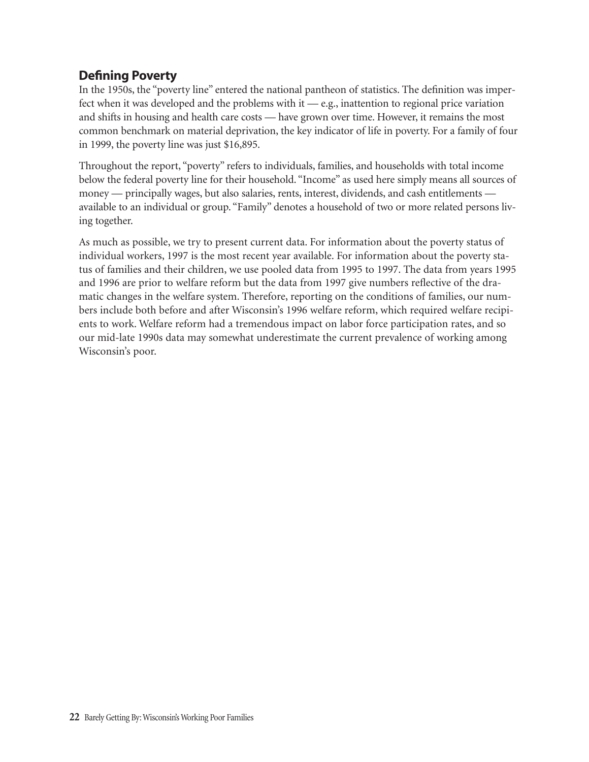## Defining Poverty

In the 1950s, the "poverty line" entered the national pantheon of statistics. The definition was imperfect when it was developed and the problems with it — e.g., inattention to regional price variation and shifts in housing and health care costs — have grown over time. However, it remains the most common benchmark on material deprivation, the key indicator of life in poverty. For a family of four in 1999, the poverty line was just $16,895.

Throughout the report, "poverty" refers to individuals, families, and households with total income below the federal poverty line for their household. "Income" as used here simply means all sources of money — principally wages, but also salaries, rents, interest, dividends, and cash entitlements — available to an individual or group. "Family" denotes a household of two or more related persons living together.

As much as possible, we try to present current data. For information about the poverty status of individual workers, 1997 is the most recent year available. For information about the poverty status of families and their children, we use pooled data from 1995 to 1997. The data from years 1995 and 1996 are prior to welfare reform but the data from 1997 give numbers reflective of the dramatic changes in the welfare system. Therefore, reporting on the conditions of families, our numbers include both before and after Wisconsin's 1996 welfare reform, which required welfare recipients to work. Welfare reform had a tremendous impact on labor force participation rates, and so our mid-late 1990s data may somewhat underestimate the current prevalence of working among Wisconsin's poor.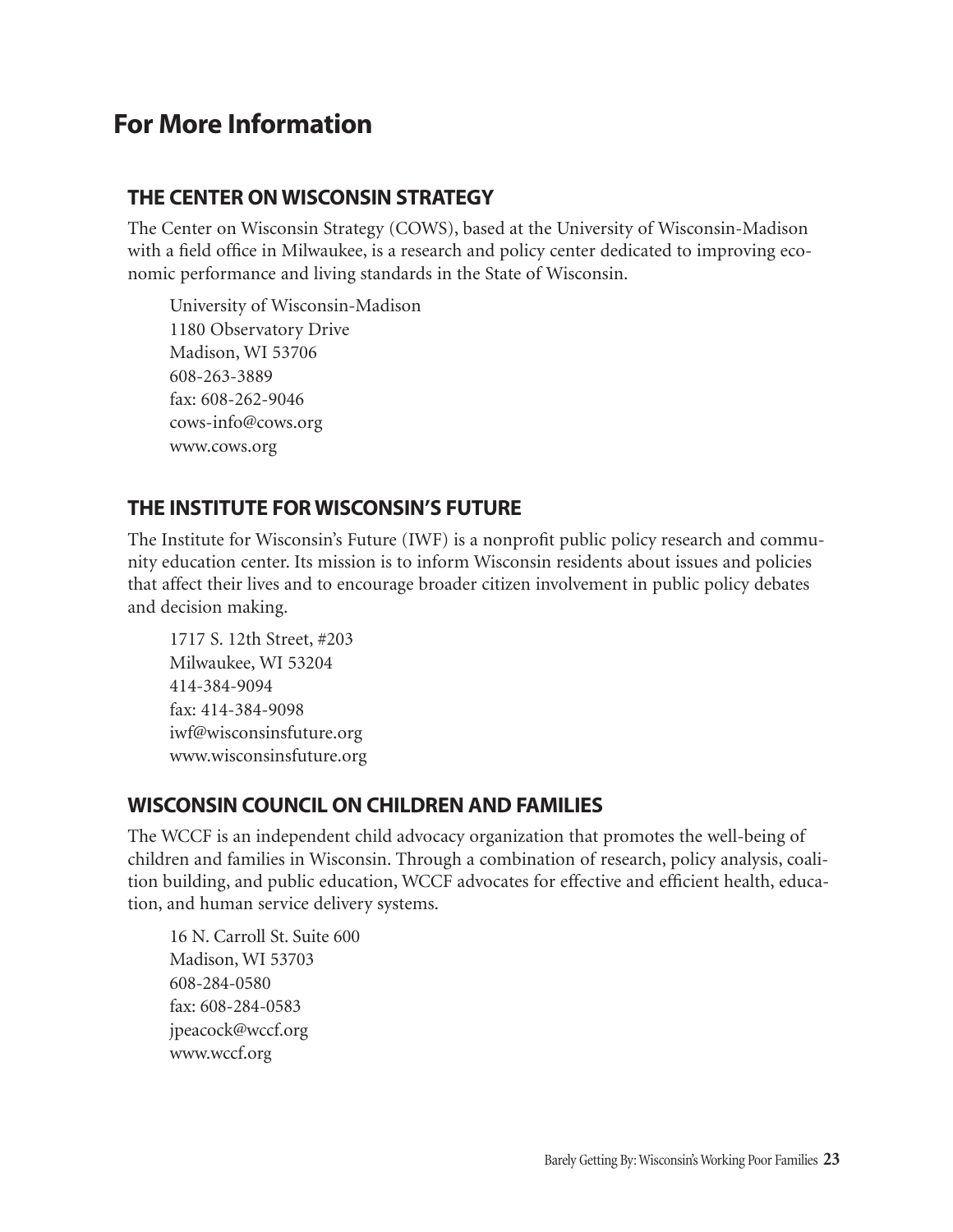# For More Information

## THE CENTER ON WISCONSIN STRATEGY

The Center on Wisconsin Strategy (COWS), based at the University of Wisconsin-Madison with a field office in Milwaukee, is a research and policy center dedicated to improving economic performance and living standards in the State of Wisconsin.

University of Wisconsin-Madison
1180 Observatory Drive
Madison, WI 53706
608-263-3889
fax: 608-262-9046
cows-info@cows.org
www.cows.org

## THE INSTITUTE FOR WISCONSIN'S FUTURE

The Institute for Wisconsin's Future (IWF) is a nonprofit public policy research and community education center. Its mission is to inform Wisconsin residents about issues and policies that affect their lives and to encourage broader citizen involvement in public policy debates and decision making.

1717 S. 12th Street, #203
Milwaukee, WI 53204
414-384-9094
fax: 414-384-9098
iwf@wisconsinsfuture.org
www.wisconsinsfuture.org

## WISCONSIN COUNCIL ON CHILDREN AND FAMILIES

The WCCF is an independent child advocacy organization that promotes the well-being of children and families in Wisconsin. Through a combination of research, policy analysis, coalition building, and public education, WCCF advocates for effective and efficient health, education, and human service delivery systems.

16 N. Carroll St. Suite 600
Madison, WI 53703
608-284-0580
fax: 608-284-0583
jpeacock@wccf.org
www.wccf.org